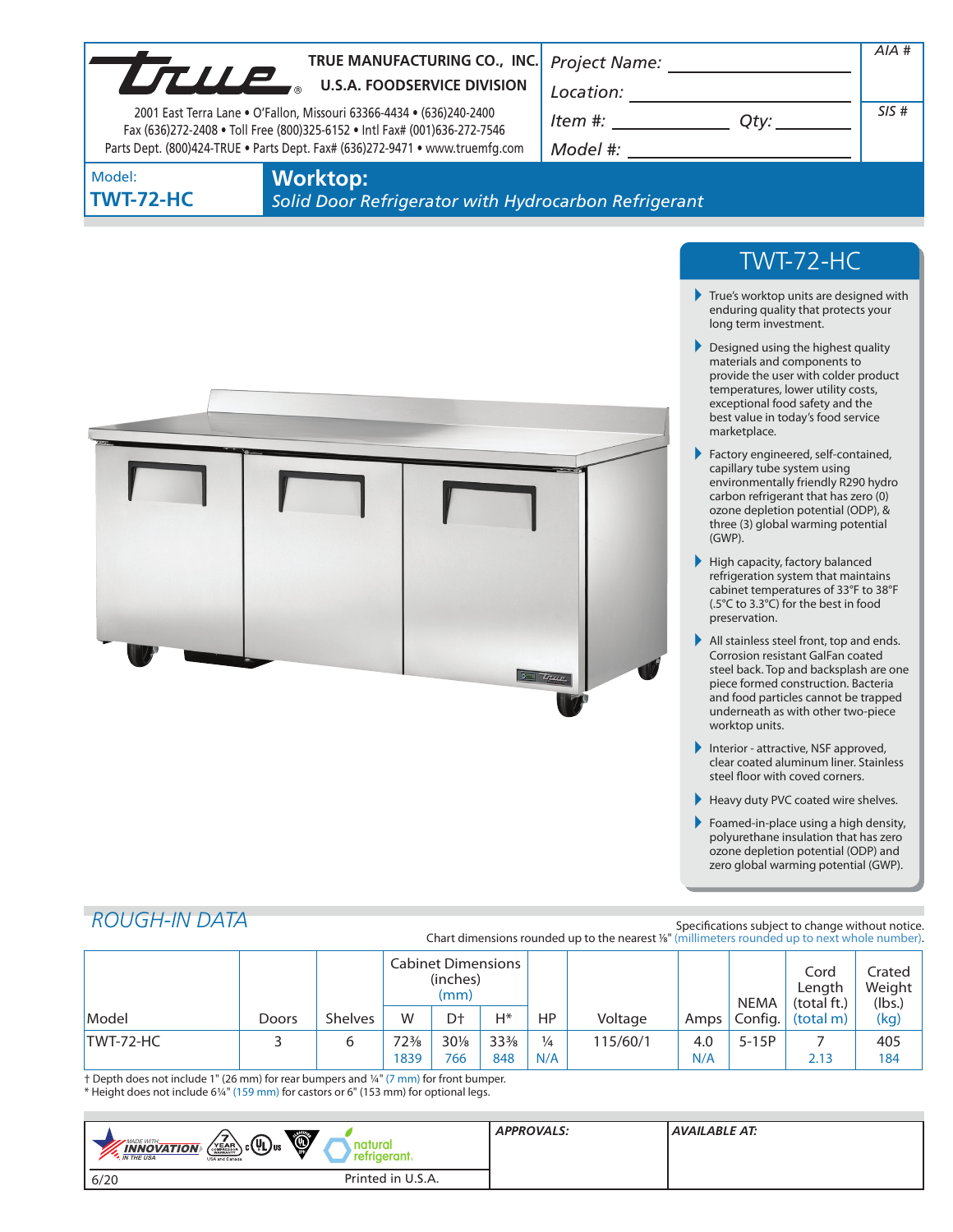**TRUE MANUFACTURING CO., INC.**
**U.S.A. FOODSERVICE DIVISION**

2001 East Terra Lane • O'Fallon, Missouri 63366-4434 • (636)240-2400
Fax (636)272-2408 • Toll Free (800)325-6152 • Intl Fax# (001)636-272-7546
Parts Dept. (800)424-TRUE • Parts Dept. Fax# (636)272-9471 • www.truemfg.com

*Project Name:* ______________________

*Location:* ______________________

*Item #:* ____________ *Qty:* ________

*Model #:* ______________________

*AIA #*

*SIS #*

Model: **TWT-72-HC**

# Worktop:

*Solid Door Refrigerator with Hydrocarbon Refrigerant*

## TWT-72-HC

- True's worktop units are designed with enduring quality that protects your long term investment.
- Designed using the highest quality materials and components to provide the user with colder product temperatures, lower utility costs, exceptional food safety and the best value in today's food service marketplace.
- Factory engineered, self-contained, capillary tube system using environmentally friendly R290 hydro carbon refrigerant that has zero (0) ozone depletion potential (ODP), & three (3) global warming potential (GWP).
- High capacity, factory balanced refrigeration system that maintains cabinet temperatures of 33°F to 38°F (.5°C to 3.3°C) for the best in food preservation.
- All stainless steel front, top and ends. Corrosion resistant GalFan coated steel back. Top and backsplash are one piece formed construction. Bacteria and food particles cannot be trapped underneath as with other two-piece worktop units.
- Interior - attractive, NSF approved, clear coated aluminum liner. Stainless steel floor with coved corners.
- Heavy duty PVC coated wire shelves.
- Foamed-in-place using a high density, polyurethane insulation that has zero ozone depletion potential (ODP) and zero global warming potential (GWP).

## *ROUGH-IN DATA*

Specifications subject to change without notice.
Chart dimensions rounded up to the nearest ⅛" (millimeters rounded up to next whole number).

| Model | Doors | Shelves | Cabinet Dimensions (inches) (mm) W | D† | H* | HP | Voltage | Amps | NEMA Config. | Cord Length (total ft.) (total m) | Crated Weight (lbs.) (kg) |
|---|---|---|---|---|---|---|---|---|---|---|---|
| TWT-72-HC | 3 | 6 | 72⅜<br>1839 | 30⅛<br>766 | 33⅜<br>848 | ¼<br>N/A | 115/60/1 | 4.0<br>N/A | 5-15P | 7<br>2.13 | 405<br>184 |

† Depth does not include 1" (26 mm) for rear bumpers and ¼" (7 mm) for front bumper.
* Height does not include 6¼" (159 mm) for castors or 6" (153 mm) for optional legs.

*APPROVALS:*

*AVAILABLE AT:*

6/20 Printed in U.S.A.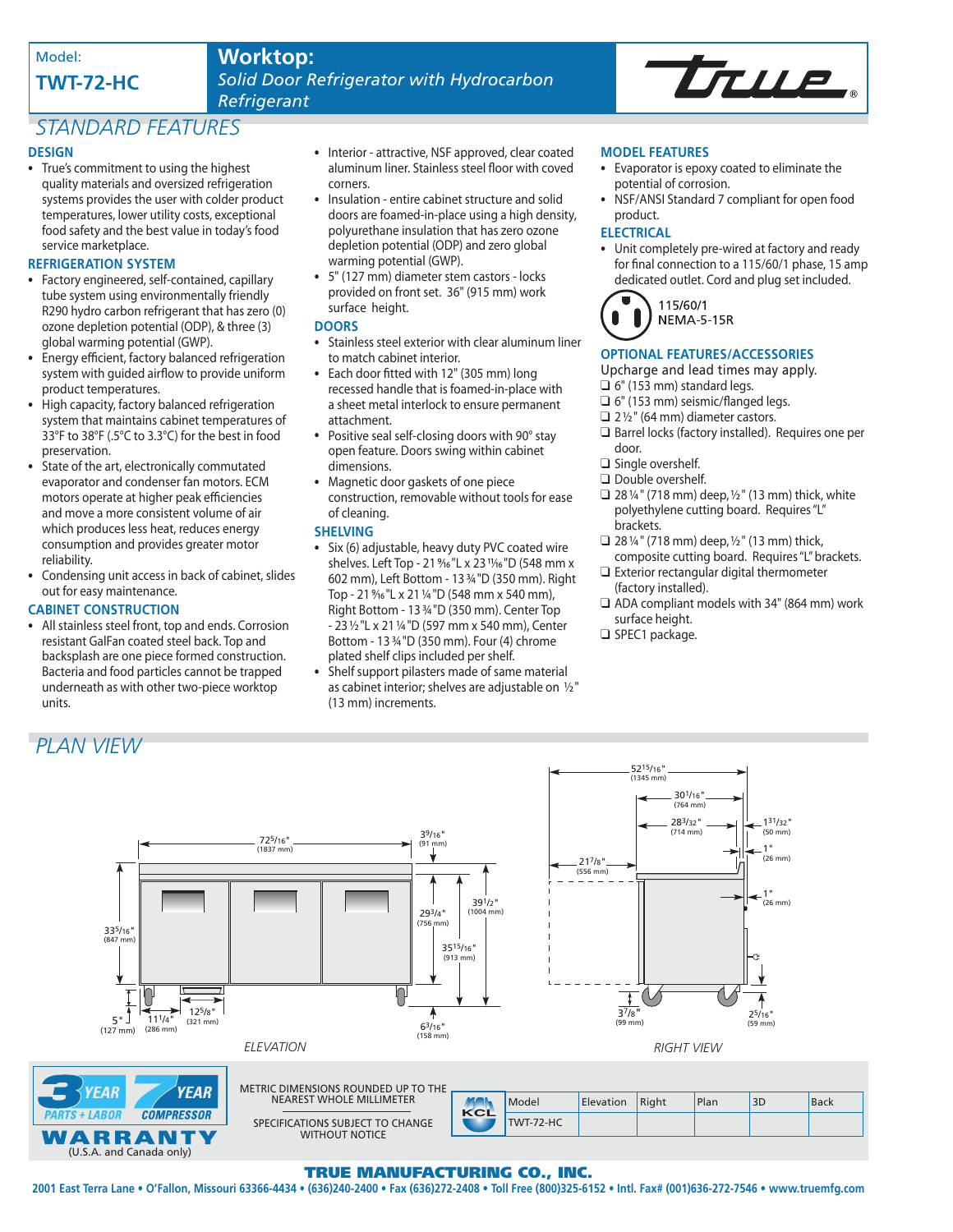Model:

**TWT-72-HC**

# Worktop:

*Solid Door Refrigerator with Hydrocarbon Refrigerant*

## STANDARD FEATURES

### DESIGN

- True's commitment to using the highest quality materials and oversized refrigeration systems provides the user with colder product temperatures, lower utility costs, exceptional food safety and the best value in today's food service marketplace.

### REFRIGERATION SYSTEM

- Factory engineered, self-contained, capillary tube system using environmentally friendly R290 hydro carbon refrigerant that has zero (0) ozone depletion potential (ODP), & three (3) global warming potential (GWP).
- Energy efficient, factory balanced refrigeration system with guided airflow to provide uniform product temperatures.
- High capacity, factory balanced refrigeration system that maintains cabinet temperatures of 33°F to 38°F (.5°C to 3.3°C) for the best in food preservation.
- State of the art, electronically commutated evaporator and condenser fan motors. ECM motors operate at higher peak efficiencies and move a more consistent volume of air which produces less heat, reduces energy consumption and provides greater motor reliability.
- Condensing unit access in back of cabinet, slides out for easy maintenance.

### CABINET CONSTRUCTION

- All stainless steel front, top and ends. Corrosion resistant GalFan coated steel back. Top and backsplash are one piece formed construction. Bacteria and food particles cannot be trapped underneath as with other two-piece worktop units.
- Interior - attractive, NSF approved, clear coated aluminum liner. Stainless steel floor with coved corners.
- Insulation - entire cabinet structure and solid doors are foamed-in-place using a high density, polyurethane insulation that has zero ozone depletion potential (ODP) and zero global warming potential (GWP).
- 5" (127 mm) diameter stem castors - locks provided on front set. 36" (915 mm) work surface height.

### DOORS

- Stainless steel exterior with clear aluminum liner to match cabinet interior.
- Each door fitted with 12" (305 mm) long recessed handle that is foamed-in-place with a sheet metal interlock to ensure permanent attachment.
- Positive seal self-closing doors with 90° stay open feature. Doors swing within cabinet dimensions.
- Magnetic door gaskets of one piece construction, removable without tools for ease of cleaning.

### SHELVING

- Six (6) adjustable, heavy duty PVC coated wire shelves. Left Top - 21 9/16"L x 23 11/16"D (548 mm x 602 mm), Left Bottom - 13 ¾"D (350 mm). Right Top - 21 9/16"L x 21 ¼"D (548 mm x 540 mm), Right Bottom - 13 ¾"D (350 mm). Center Top - 23 ½"L x 21 ¼"D (597 mm x 540 mm), Center Bottom - 13 ¾"D (350 mm). Four (4) chrome plated shelf clips included per shelf.
- Shelf support pilasters made of same material as cabinet interior; shelves are adjustable on ½" (13 mm) increments.

### MODEL FEATURES

- Evaporator is epoxy coated to eliminate the potential of corrosion.
- NSF/ANSI Standard 7 compliant for open food product.

### ELECTRICAL

- Unit completely pre-wired at factory and ready for final connection to a 115/60/1 phase, 15 amp dedicated outlet. Cord and plug set included.

115/60/1
NEMA-5-15R

### OPTIONAL FEATURES/ACCESSORIES

Upcharge and lead times may apply.

- ❑ 6" (153 mm) standard legs.
- ❑ 6" (153 mm) seismic/flanged legs.
- ❑ 2½" (64 mm) diameter castors.
- ❑ Barrel locks (factory installed). Requires one per door.
- ❑ Single overshelf.
- ❑ Double overshelf.
- ❑ 28 ¼" (718 mm) deep, ½" (13 mm) thick, white polyethylene cutting board. Requires "L" brackets.
- ❑ 28 ¼" (718 mm) deep, ½" (13 mm) thick, composite cutting board. Requires "L" brackets.
- ❑ Exterior rectangular digital thermometer (factory installed).
- ❑ ADA compliant models with 34" (864 mm) work surface height.
- ❑ SPEC1 package.

## PLAN VIEW

72 5/16" (1837 mm)
3 9/16" (91 mm)
29 3/4" (756 mm)
39 1/2" (1004 mm)
35 15/16" (913 mm)
33 5/16" (847 mm)
5" (127 mm)
11 1/4" (286 mm)
12 5/8" (321 mm)
6 3/16" (158 mm)

*ELEVATION*

52 15/16" (1345 mm)
30 1/16" (764 mm)
28 3/32" (714 mm)
1 31/32" (50 mm)
21 7/8" (556 mm)
1" (26 mm)
1" (26 mm)
3 7/8" (99 mm)
2 5/16" (59 mm)

*RIGHT VIEW*

3 YEAR PARTS + LABOR
7 YEAR COMPRESSOR
WARRANTY
(U.S.A. and Canada only)

METRIC DIMENSIONS ROUNDED UP TO THE NEAREST WHOLE MILLIMETER

SPECIFICATIONS SUBJECT TO CHANGE WITHOUT NOTICE

KCL

| Model | Elevation | Right | Plan | 3D | Back |
|---|---|---|---|---|---|
| TWT-72-HC | | | | | |

**TRUE MANUFACTURING CO., INC.**

2001 East Terra Lane • O'Fallon, Missouri 63366-4434 • (636)240-2400 • Fax (636)272-2408 • Toll Free (800)325-6152 • Intl. Fax# (001)636-272-7546 • www.truemfg.com